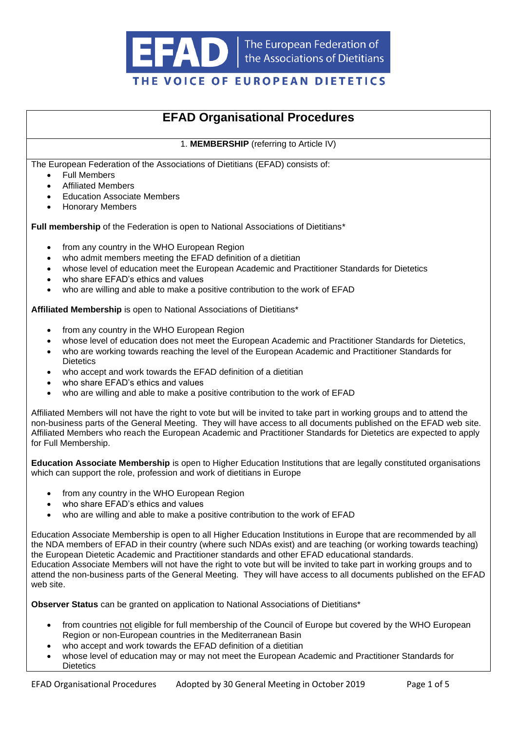EFAD The European Federation of the Associations of Dietitians

THE VOICE OF EUROPEAN DIETETICS

# EFAD Organisational Procedures

## 1. **MEMBERSHIP** (referring to Article IV)

The European Federation of the Associations of Dietitians (EFAD) consists of:

- Full Members
- Affiliated Members
- Education Associate Members
- Honorary Members

**Full membership** of the Federation is open to National Associations of Dietitians*

- from any country in the WHO European Region
- who admit members meeting the EFAD definition of a dietitian
- whose level of education meet the European Academic and Practitioner Standards for Dietetics
- who share EFAD's ethics and values
- who are willing and able to make a positive contribution to the work of EFAD

**Affiliated Membership** is open to National Associations of Dietitians*

- from any country in the WHO European Region
- whose level of education does not meet the European Academic and Practitioner Standards for Dietetics,
- who are working towards reaching the level of the European Academic and Practitioner Standards for Dietetics
- who accept and work towards the EFAD definition of a dietitian
- who share EFAD's ethics and values
- who are willing and able to make a positive contribution to the work of EFAD

Affiliated Members will not have the right to vote but will be invited to take part in working groups and to attend the non-business parts of the General Meeting. They will have access to all documents published on the EFAD web site. Affiliated Members who reach the European Academic and Practitioner Standards for Dietetics are expected to apply for Full Membership.

**Education Associate Membership** is open to Higher Education Institutions that are legally constituted organisations which can support the role, profession and work of dietitians in Europe

- from any country in the WHO European Region
- who share EFAD's ethics and values
- who are willing and able to make a positive contribution to the work of EFAD

Education Associate Membership is open to all Higher Education Institutions in Europe that are recommended by all the NDA members of EFAD in their country (where such NDAs exist) and are teaching (or working towards teaching) the European Dietetic Academic and Practitioner standards and other EFAD educational standards.
Education Associate Members will not have the right to vote but will be invited to take part in working groups and to attend the non-business parts of the General Meeting. They will have access to all documents published on the EFAD web site.

**Observer Status** can be granted on application to National Associations of Dietitians*

- from countries not eligible for full membership of the Council of Europe but covered by the WHO European Region or non-European countries in the Mediterranean Basin
- who accept and work towards the EFAD definition of a dietitian
- whose level of education may or may not meet the European Academic and Practitioner Standards for Dietetics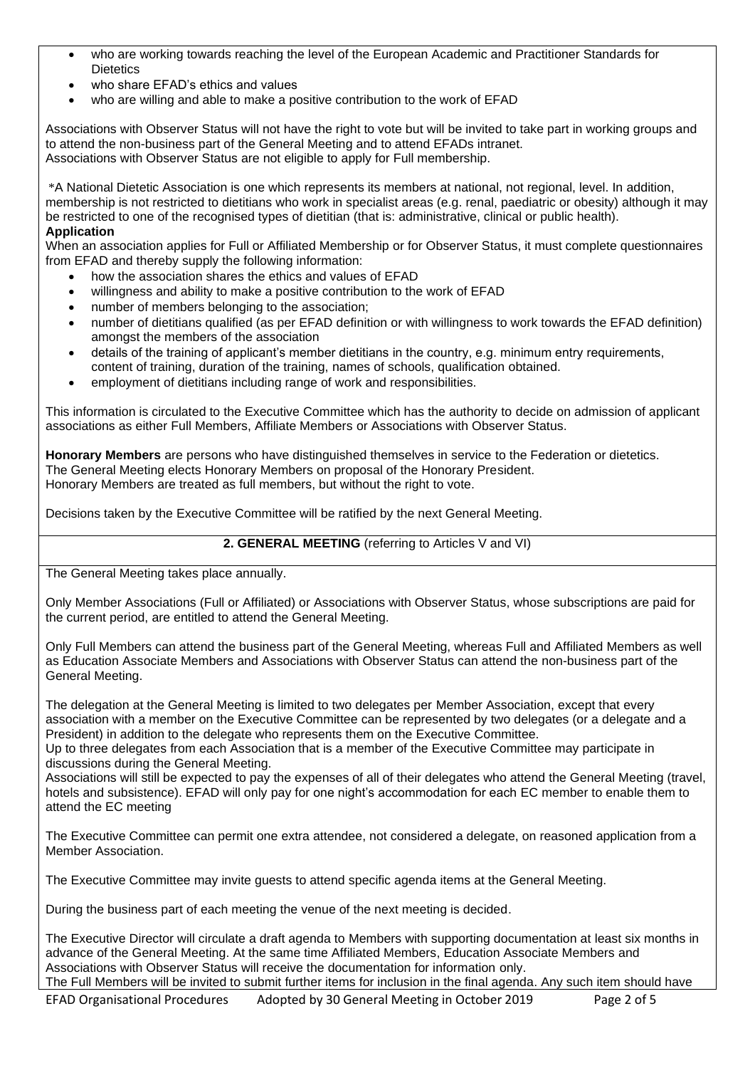- who are working towards reaching the level of the European Academic and Practitioner Standards for Dietetics
- who share EFAD's ethics and values
- who are willing and able to make a positive contribution to the work of EFAD

Associations with Observer Status will not have the right to vote but will be invited to take part in working groups and to attend the non-business part of the General Meeting and to attend EFADs intranet.
Associations with Observer Status are not eligible to apply for Full membership.

*A National Dietetic Association is one which represents its members at national, not regional, level. In addition, membership is not restricted to dietitians who work in specialist areas (e.g. renal, paediatric or obesity) although it may be restricted to one of the recognised types of dietitian (that is: administrative, clinical or public health).

**Application**

When an association applies for Full or Affiliated Membership or for Observer Status, it must complete questionnaires from EFAD and thereby supply the following information:

- how the association shares the ethics and values of EFAD
- willingness and ability to make a positive contribution to the work of EFAD
- number of members belonging to the association;
- number of dietitians qualified (as per EFAD definition or with willingness to work towards the EFAD definition) amongst the members of the association
- details of the training of applicant's member dietitians in the country, e.g. minimum entry requirements, content of training, duration of the training, names of schools, qualification obtained.
- employment of dietitians including range of work and responsibilities.

This information is circulated to the Executive Committee which has the authority to decide on admission of applicant associations as either Full Members, Affiliate Members or Associations with Observer Status.

**Honorary Members** are persons who have distinguished themselves in service to the Federation or dietetics.
The General Meeting elects Honorary Members on proposal of the Honorary President.
Honorary Members are treated as full members, but without the right to vote.

Decisions taken by the Executive Committee will be ratified by the next General Meeting.

## 2. GENERAL MEETING (referring to Articles V and VI)

The General Meeting takes place annually.

Only Member Associations (Full or Affiliated) or Associations with Observer Status, whose subscriptions are paid for the current period, are entitled to attend the General Meeting.

Only Full Members can attend the business part of the General Meeting, whereas Full and Affiliated Members as well as Education Associate Members and Associations with Observer Status can attend the non-business part of the General Meeting.

The delegation at the General Meeting is limited to two delegates per Member Association, except that every association with a member on the Executive Committee can be represented by two delegates (or a delegate and a President) in addition to the delegate who represents them on the Executive Committee.
Up to three delegates from each Association that is a member of the Executive Committee may participate in discussions during the General Meeting.
Associations will still be expected to pay the expenses of all of their delegates who attend the General Meeting (travel, hotels and subsistence). EFAD will only pay for one night's accommodation for each EC member to enable them to attend the EC meeting

The Executive Committee can permit one extra attendee, not considered a delegate, on reasoned application from a Member Association.

The Executive Committee may invite guests to attend specific agenda items at the General Meeting.

During the business part of each meeting the venue of the next meeting is decided.

The Executive Director will circulate a draft agenda to Members with supporting documentation at least six months in advance of the General Meeting. At the same time Affiliated Members, Education Associate Members and Associations with Observer Status will receive the documentation for information only.
The Full Members will be invited to submit further items for inclusion in the final agenda. Any such item should have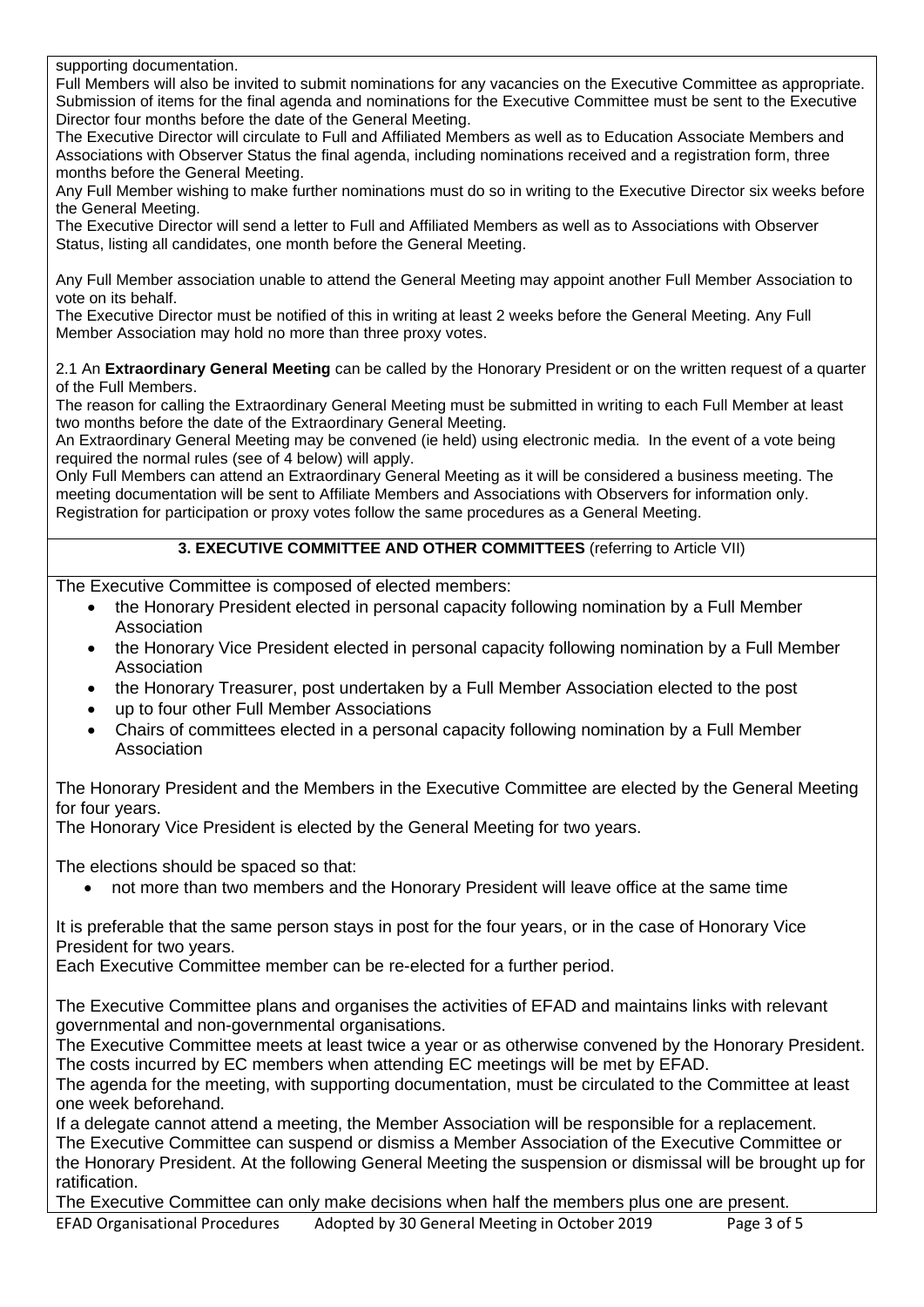supporting documentation.

Full Members will also be invited to submit nominations for any vacancies on the Executive Committee as appropriate. Submission of items for the final agenda and nominations for the Executive Committee must be sent to the Executive Director four months before the date of the General Meeting.

The Executive Director will circulate to Full and Affiliated Members as well as to Education Associate Members and Associations with Observer Status the final agenda, including nominations received and a registration form, three months before the General Meeting.

Any Full Member wishing to make further nominations must do so in writing to the Executive Director six weeks before the General Meeting.

The Executive Director will send a letter to Full and Affiliated Members as well as to Associations with Observer Status, listing all candidates, one month before the General Meeting.

Any Full Member association unable to attend the General Meeting may appoint another Full Member Association to vote on its behalf.

The Executive Director must be notified of this in writing at least 2 weeks before the General Meeting. Any Full Member Association may hold no more than three proxy votes.

2.1 An **Extraordinary General Meeting** can be called by the Honorary President or on the written request of a quarter of the Full Members.

The reason for calling the Extraordinary General Meeting must be submitted in writing to each Full Member at least two months before the date of the Extraordinary General Meeting.

An Extraordinary General Meeting may be convened (ie held) using electronic media. In the event of a vote being required the normal rules (see of 4 below) will apply.

Only Full Members can attend an Extraordinary General Meeting as it will be considered a business meeting. The meeting documentation will be sent to Affiliate Members and Associations with Observers for information only. Registration for participation or proxy votes follow the same procedures as a General Meeting.

## 3. EXECUTIVE COMMITTEE AND OTHER COMMITTEES (referring to Article VII)

The Executive Committee is composed of elected members:

- the Honorary President elected in personal capacity following nomination by a Full Member Association
- the Honorary Vice President elected in personal capacity following nomination by a Full Member Association
- the Honorary Treasurer, post undertaken by a Full Member Association elected to the post
- up to four other Full Member Associations
- Chairs of committees elected in a personal capacity following nomination by a Full Member Association

The Honorary President and the Members in the Executive Committee are elected by the General Meeting for four years.

The Honorary Vice President is elected by the General Meeting for two years.

The elections should be spaced so that:

- not more than two members and the Honorary President will leave office at the same time

It is preferable that the same person stays in post for the four years, or in the case of Honorary Vice President for two years.

Each Executive Committee member can be re-elected for a further period.

The Executive Committee plans and organises the activities of EFAD and maintains links with relevant governmental and non-governmental organisations.

The Executive Committee meets at least twice a year or as otherwise convened by the Honorary President. The costs incurred by EC members when attending EC meetings will be met by EFAD.

The agenda for the meeting, with supporting documentation, must be circulated to the Committee at least one week beforehand.

If a delegate cannot attend a meeting, the Member Association will be responsible for a replacement.

The Executive Committee can suspend or dismiss a Member Association of the Executive Committee or the Honorary President. At the following General Meeting the suspension or dismissal will be brought up for ratification.

The Executive Committee can only make decisions when half the members plus one are present.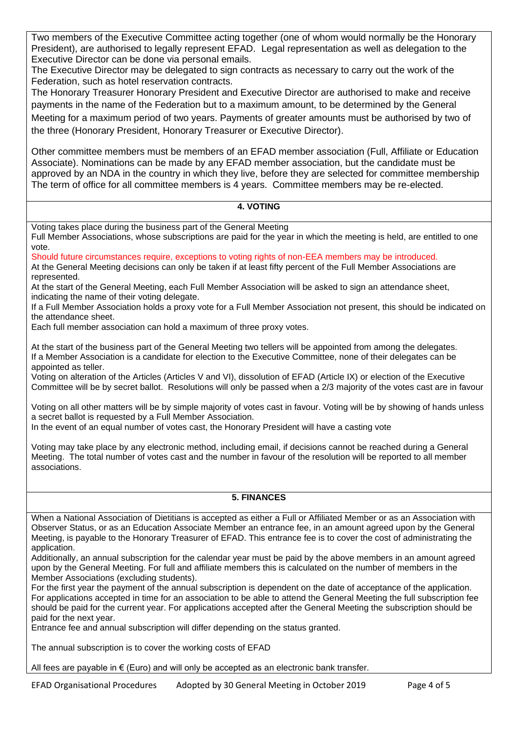Two members of the Executive Committee acting together (one of whom would normally be the Honorary President), are authorised to legally represent EFAD. Legal representation as well as delegation to the Executive Director can be done via personal emails.

The Executive Director may be delegated to sign contracts as necessary to carry out the work of the Federation, such as hotel reservation contracts.

The Honorary Treasurer Honorary President and Executive Director are authorised to make and receive payments in the name of the Federation but to a maximum amount, to be determined by the General Meeting for a maximum period of two years. Payments of greater amounts must be authorised by two of the three (Honorary President, Honorary Treasurer or Executive Director).

Other committee members must be members of an EFAD member association (Full, Affiliate or Education Associate). Nominations can be made by any EFAD member association, but the candidate must be approved by an NDA in the country in which they live, before they are selected for committee membership The term of office for all committee members is 4 years. Committee members may be re-elected.

## 4. VOTING

Voting takes place during the business part of the General Meeting

Full Member Associations, whose subscriptions are paid for the year in which the meeting is held, are entitled to one vote.

Should future circumstances require, exceptions to voting rights of non-EEA members may be introduced.

At the General Meeting decisions can only be taken if at least fifty percent of the Full Member Associations are represented.

At the start of the General Meeting, each Full Member Association will be asked to sign an attendance sheet, indicating the name of their voting delegate.

If a Full Member Association holds a proxy vote for a Full Member Association not present, this should be indicated on the attendance sheet.

Each full member association can hold a maximum of three proxy votes.

At the start of the business part of the General Meeting two tellers will be appointed from among the delegates. If a Member Association is a candidate for election to the Executive Committee, none of their delegates can be appointed as teller.

Voting on alteration of the Articles (Articles V and VI), dissolution of EFAD (Article IX) or election of the Executive Committee will be by secret ballot. Resolutions will only be passed when a 2/3 majority of the votes cast are in favour

Voting on all other matters will be by simple majority of votes cast in favour. Voting will be by showing of hands unless a secret ballot is requested by a Full Member Association.

In the event of an equal number of votes cast, the Honorary President will have a casting vote

Voting may take place by any electronic method, including email, if decisions cannot be reached during a General Meeting. The total number of votes cast and the number in favour of the resolution will be reported to all member associations.

## 5. FINANCES

When a National Association of Dietitians is accepted as either a Full or Affiliated Member or as an Association with Observer Status, or as an Education Associate Member an entrance fee, in an amount agreed upon by the General Meeting, is payable to the Honorary Treasurer of EFAD. This entrance fee is to cover the cost of administrating the application.

Additionally, an annual subscription for the calendar year must be paid by the above members in an amount agreed upon by the General Meeting. For full and affiliate members this is calculated on the number of members in the Member Associations (excluding students).

For the first year the payment of the annual subscription is dependent on the date of acceptance of the application. For applications accepted in time for an association to be able to attend the General Meeting the full subscription fee should be paid for the current year. For applications accepted after the General Meeting the subscription should be paid for the next year.

Entrance fee and annual subscription will differ depending on the status granted.

The annual subscription is to cover the working costs of EFAD

All fees are payable in € (Euro) and will only be accepted as an electronic bank transfer.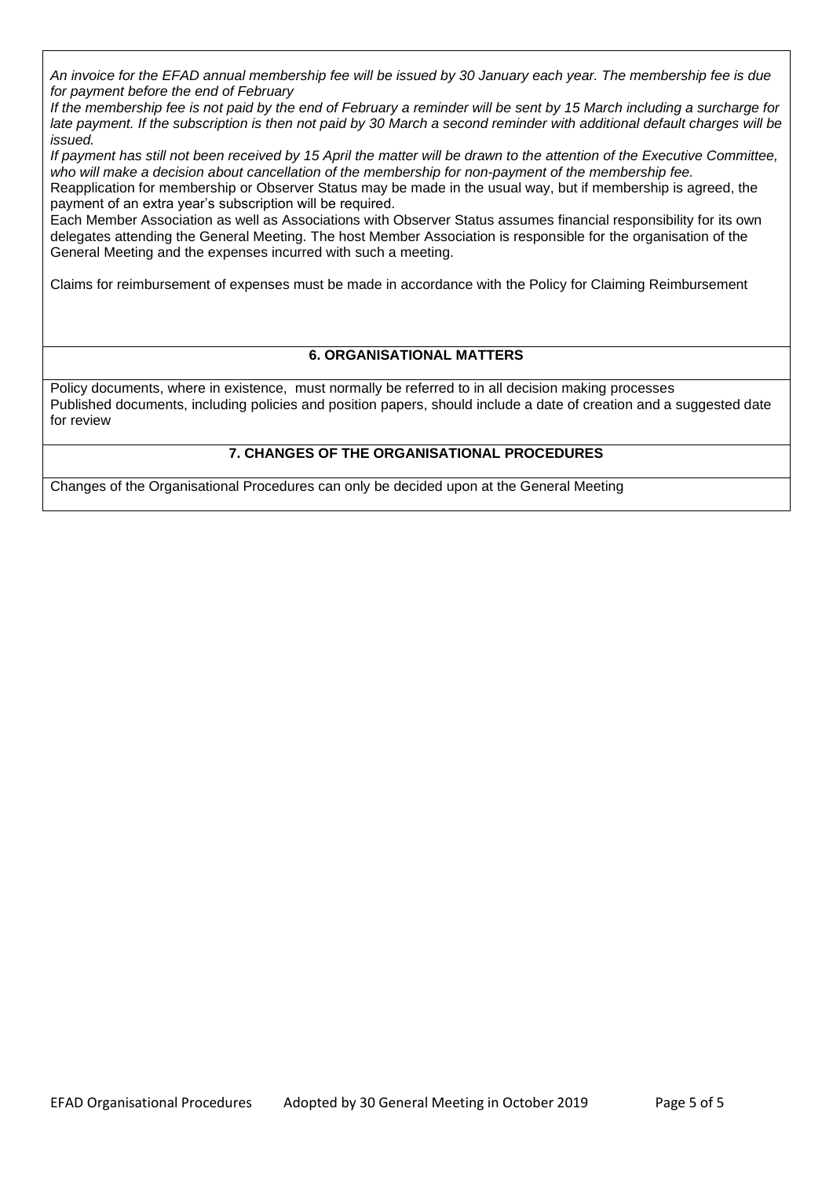*An invoice for the EFAD annual membership fee will be issued by 30 January each year. The membership fee is due for payment before the end of February*

*If the membership fee is not paid by the end of February a reminder will be sent by 15 March including a surcharge for late payment. If the subscription is then not paid by 30 March a second reminder with additional default charges will be issued.*

*If payment has still not been received by 15 April the matter will be drawn to the attention of the Executive Committee, who will make a decision about cancellation of the membership for non-payment of the membership fee.*

Reapplication for membership or Observer Status may be made in the usual way, but if membership is agreed, the payment of an extra year's subscription will be required.

Each Member Association as well as Associations with Observer Status assumes financial responsibility for its own delegates attending the General Meeting. The host Member Association is responsible for the organisation of the General Meeting and the expenses incurred with such a meeting.

Claims for reimbursement of expenses must be made in accordance with the Policy for Claiming Reimbursement

## 6. ORGANISATIONAL MATTERS

Policy documents, where in existence, must normally be referred to in all decision making processes

Published documents, including policies and position papers, should include a date of creation and a suggested date for review

## 7. CHANGES OF THE ORGANISATIONAL PROCEDURES

Changes of the Organisational Procedures can only be decided upon at the General Meeting